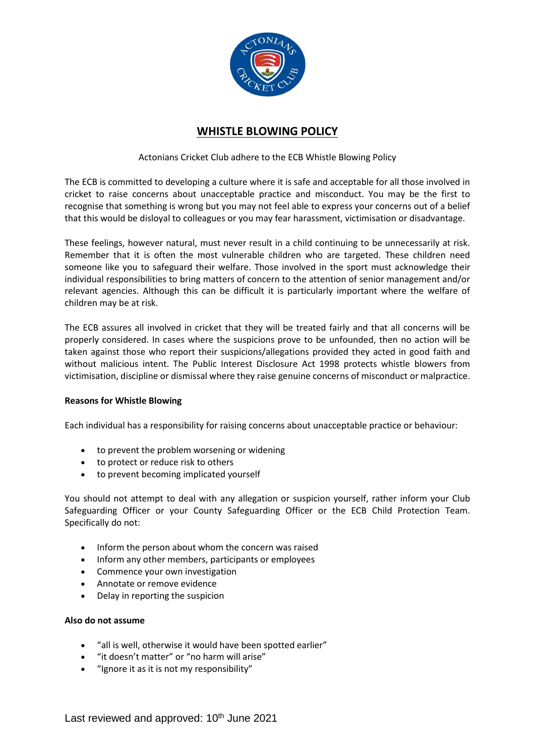# WHISTLE BLOWING POLICY

Actonians Cricket Club adhere to the ECB Whistle Blowing Policy

The ECB is committed to developing a culture where it is safe and acceptable for all those involved in cricket to raise concerns about unacceptable practice and misconduct. You may be the first to recognise that something is wrong but you may not feel able to express your concerns out of a belief that this would be disloyal to colleagues or you may fear harassment, victimisation or disadvantage.

These feelings, however natural, must never result in a child continuing to be unnecessarily at risk. Remember that it is often the most vulnerable children who are targeted. These children need someone like you to safeguard their welfare. Those involved in the sport must acknowledge their individual responsibilities to bring matters of concern to the attention of senior management and/or relevant agencies. Although this can be difficult it is particularly important where the welfare of children may be at risk.

The ECB assures all involved in cricket that they will be treated fairly and that all concerns will be properly considered. In cases where the suspicions prove to be unfounded, then no action will be taken against those who report their suspicions/allegations provided they acted in good faith and without malicious intent. The Public Interest Disclosure Act 1998 protects whistle blowers from victimisation, discipline or dismissal where they raise genuine concerns of misconduct or malpractice.

**Reasons for Whistle Blowing**

Each individual has a responsibility for raising concerns about unacceptable practice or behaviour:

- to prevent the problem worsening or widening
- to protect or reduce risk to others
- to prevent becoming implicated yourself

You should not attempt to deal with any allegation or suspicion yourself, rather inform your Club Safeguarding Officer or your County Safeguarding Officer or the ECB Child Protection Team. Specifically do not:

- Inform the person about whom the concern was raised
- Inform any other members, participants or employees
- Commence your own investigation
- Annotate or remove evidence
- Delay in reporting the suspicion

**Also do not assume**

- "all is well, otherwise it would have been spotted earlier"
- "it doesn't matter" or "no harm will arise"
- "Ignore it as it is not my responsibility"

Last reviewed and approved: 10th June 2021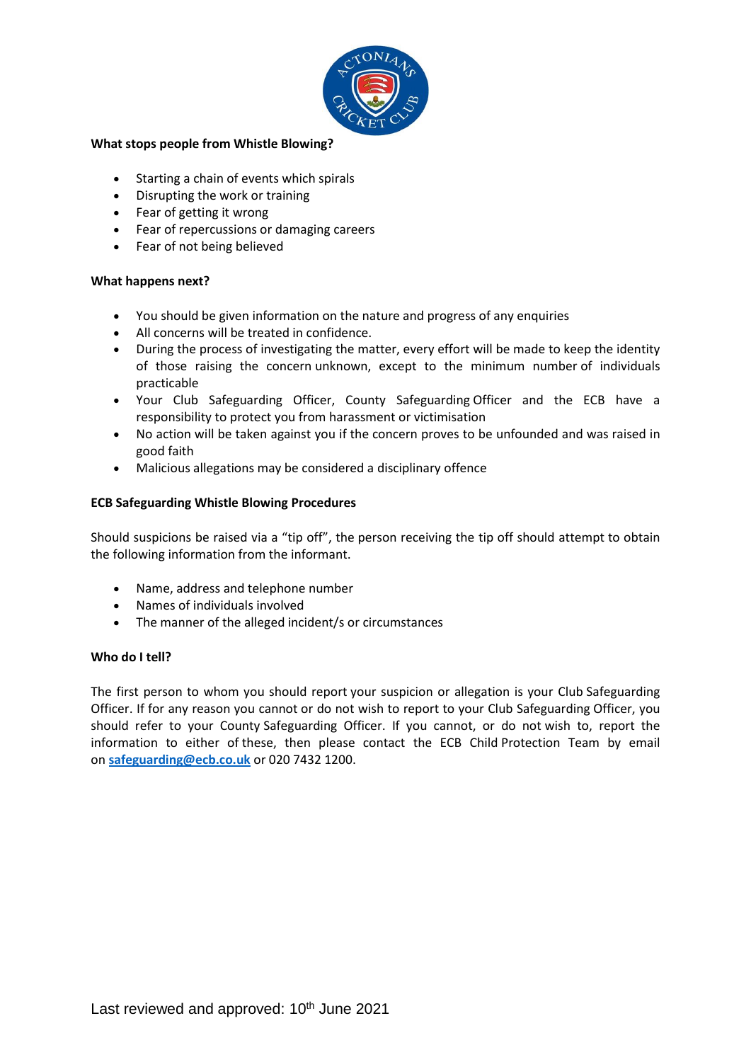**What stops people from Whistle Blowing?**

- Starting a chain of events which spirals
- Disrupting the work or training
- Fear of getting it wrong
- Fear of repercussions or damaging careers
- Fear of not being believed

**What happens next?**

- You should be given information on the nature and progress of any enquiries
- All concerns will be treated in confidence.
- During the process of investigating the matter, every effort will be made to keep the identity of those raising the concern unknown, except to the minimum number of individuals practicable
- Your Club Safeguarding Officer, County Safeguarding Officer and the ECB have a responsibility to protect you from harassment or victimisation
- No action will be taken against you if the concern proves to be unfounded and was raised in good faith
- Malicious allegations may be considered a disciplinary offence

**ECB Safeguarding Whistle Blowing Procedures**

Should suspicions be raised via a "tip off", the person receiving the tip off should attempt to obtain the following information from the informant.

- Name, address and telephone number
- Names of individuals involved
- The manner of the alleged incident/s or circumstances

**Who do I tell?**

The first person to whom you should report your suspicion or allegation is your Club Safeguarding Officer. If for any reason you cannot or do not wish to report to your Club Safeguarding Officer, you should refer to your County Safeguarding Officer. If you cannot, or do not wish to, report the information to either of these, then please contact the ECB Child Protection Team by email on **safeguarding@ecb.co.uk** or 020 7432 1200.

Last reviewed and approved: 10th June 2021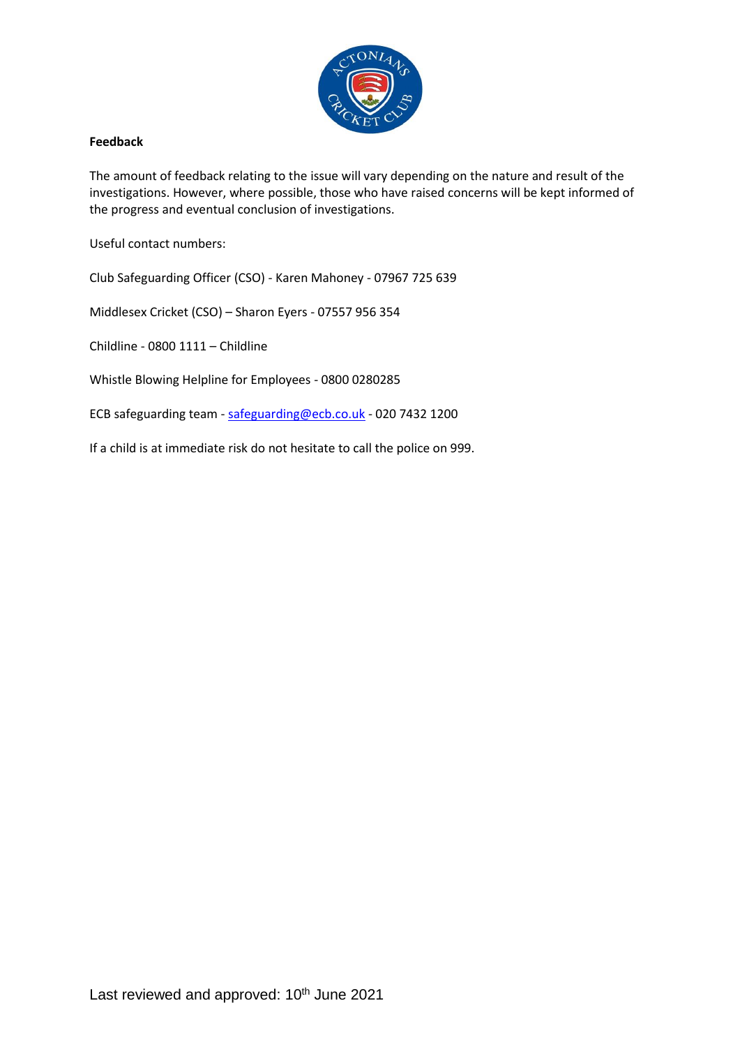**Feedback**

The amount of feedback relating to the issue will vary depending on the nature and result of the investigations. However, where possible, those who have raised concerns will be kept informed of the progress and eventual conclusion of investigations.

Useful contact numbers:

Club Safeguarding Officer (CSO) - Karen Mahoney - 07967 725 639

Middlesex Cricket (CSO) – Sharon Eyers - 07557 956 354

Childline - 0800 1111 – Childline

Whistle Blowing Helpline for Employees - 0800 0280285

ECB safeguarding team - safeguarding@ecb.co.uk - 020 7432 1200

If a child is at immediate risk do not hesitate to call the police on 999.

Last reviewed and approved: 10th June 2021